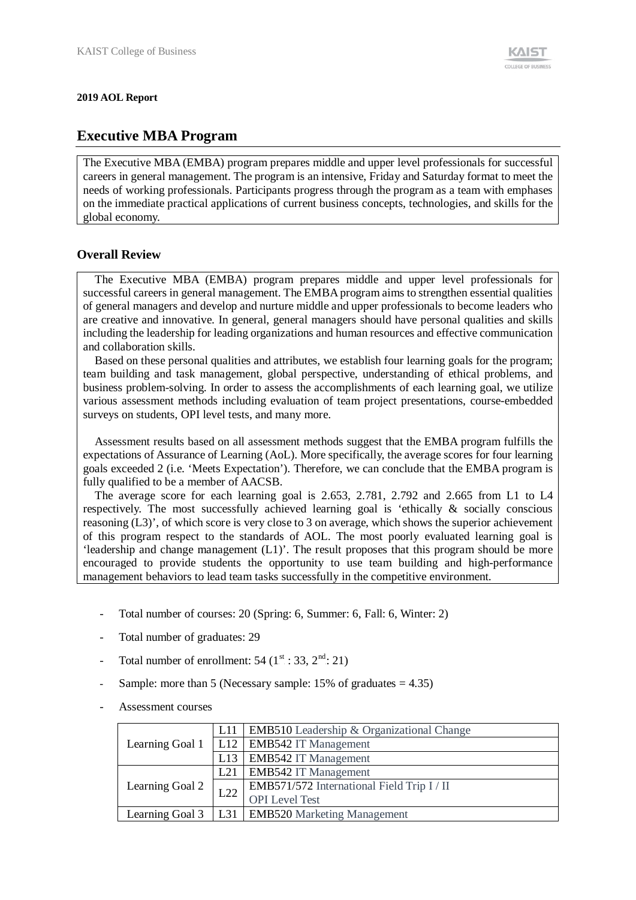**2019 AOL Report**

## Executive MBA Program

The Executive MBA (EMBA) program prepares middle and upper level professionals for successful careers in general management. The program is an intensive, Friday and Saturday format to meet the needs of working professionals. Participants progress through the program as a team with emphases on the immediate practical applications of current business concepts, technologies, and skills for the global economy.

### Overall Review

The Executive MBA (EMBA) program prepares middle and upper level professionals for successful careers in general management. The EMBA program aims to strengthen essential qualities of general managers and develop and nurture middle and upper professionals to become leaders who are creative and innovative. In general, general managers should have personal qualities and skills including the leadership for leading organizations and human resources and effective communication and collaboration skills.

Based on these personal qualities and attributes, we establish four learning goals for the program; team building and task management, global perspective, understanding of ethical problems, and business problem-solving. In order to assess the accomplishments of each learning goal, we utilize various assessment methods including evaluation of team project presentations, course-embedded surveys on students, OPI level tests, and many more.

Assessment results based on all assessment methods suggest that the EMBA program fulfills the expectations of Assurance of Learning (AoL). More specifically, the average scores for four learning goals exceeded 2 (i.e. 'Meets Expectation'). Therefore, we can conclude that the EMBA program is fully qualified to be a member of AACSB.

The average score for each learning goal is 2.653, 2.781, 2.792 and 2.665 from L1 to L4 respectively. The most successfully achieved learning goal is 'ethically & socially conscious reasoning (L3)', of which score is very close to 3 on average, which shows the superior achievement of this program respect to the standards of AOL. The most poorly evaluated learning goal is 'leadership and change management (L1)'. The result proposes that this program should be more encouraged to provide students the opportunity to use team building and high-performance management behaviors to lead team tasks successfully in the competitive environment.

- Total number of courses: 20 (Spring: 6, Summer: 6, Fall: 6, Winter: 2)
- Total number of graduates: 29
- Total number of enrollment: 54 (1st : 33, 2nd: 21)
- Sample: more than 5 (Necessary sample: 15% of graduates = 4.35)
- Assessment courses

| | | |
|---|---|---|
| Learning Goal 1 | L11 | EMB510 Leadership & Organizational Change |
| | L12 | EMB542 IT Management |
| | L13 | EMB542 IT Management |
| Learning Goal 2 | L21 | EMB542 IT Management |
| | L22 | EMB571/572 International Field Trip I / II<br>OPI Level Test |
| Learning Goal 3 | L31 | EMB520 Marketing Management |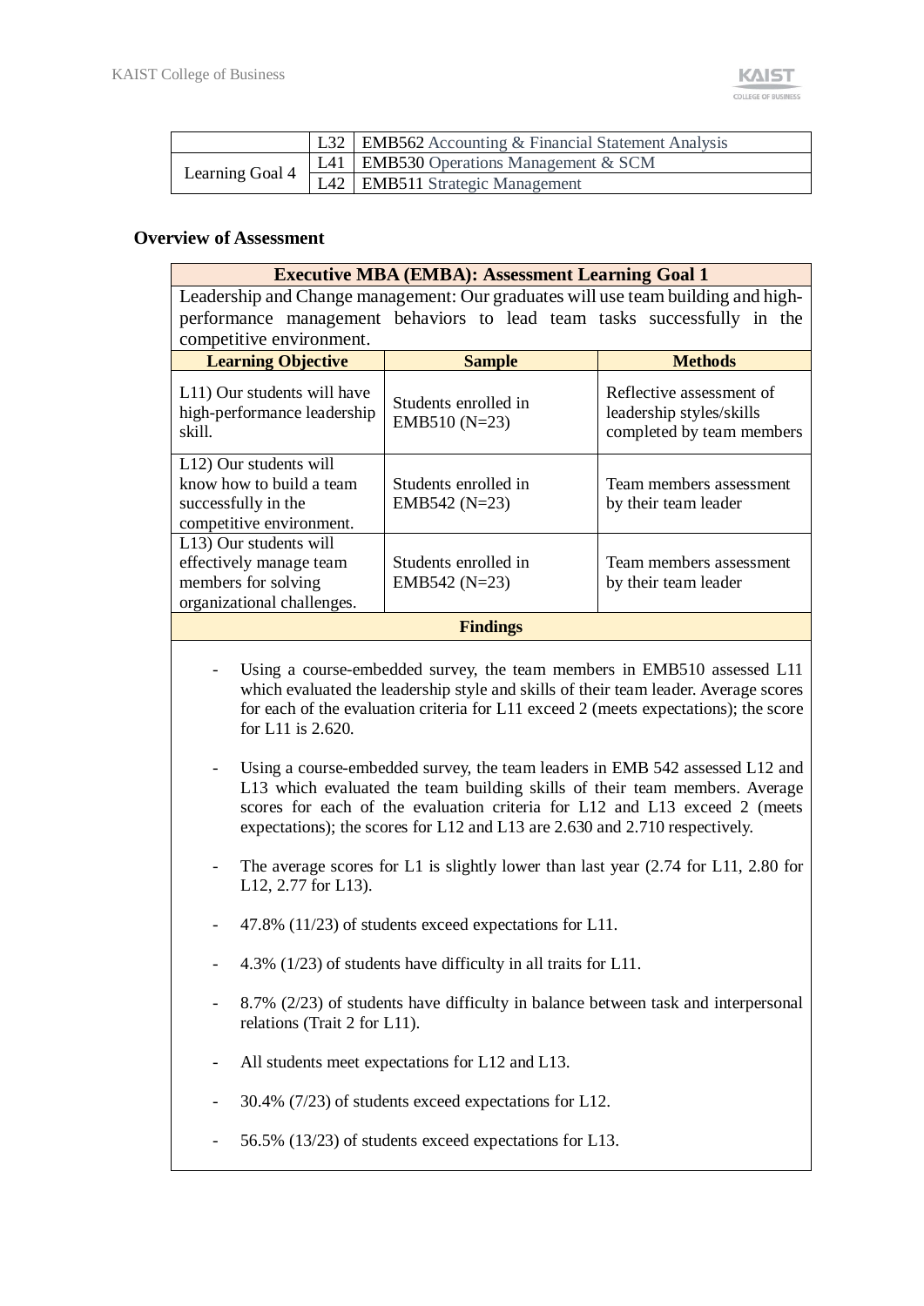| | | |
|---|---|---|
| | L32 | **EMB562** Accounting & Financial Statement Analysis |
| Learning Goal 4 | L41 | **EMB530** Operations Management & SCM |
| | L42 | **EMB511** Strategic Management |

### Overview of Assessment

| **Executive MBA (EMBA): Assessment Learning Goal 1** | | |
|---|---|---|
| Leadership and Change management: Our graduates will use team building and high-performance management behaviors to lead team tasks successfully in the competitive environment. | | |
| **Learning Objective** | **Sample** | **Methods** |
| L11) Our students will have high-performance leadership skill. | Students enrolled in EMB510 (N=23) | Reflective assessment of leadership styles/skills completed by team members |
| L12) Our students will know how to build a team successfully in the competitive environment. | Students enrolled in EMB542 (N=23) | Team members assessment by their team leader |
| L13) Our students will effectively manage team members for solving organizational challenges. | Students enrolled in EMB542 (N=23) | Team members assessment by their team leader |
| **Findings** | | |

- Using a course-embedded survey, the team members in EMB510 assessed L11 which evaluated the leadership style and skills of their team leader. Average scores for each of the evaluation criteria for L11 exceed 2 (meets expectations); the score for L11 is 2.620.

- Using a course-embedded survey, the team leaders in EMB 542 assessed L12 and L13 which evaluated the team building skills of their team members. Average scores for each of the evaluation criteria for L12 and L13 exceed 2 (meets expectations); the scores for L12 and L13 are 2.630 and 2.710 respectively.

- The average scores for L1 is slightly lower than last year (2.74 for L11, 2.80 for L12, 2.77 for L13).

- 47.8% (11/23) of students exceed expectations for L11.

- 4.3% (1/23) of students have difficulty in all traits for L11.

- 8.7% (2/23) of students have difficulty in balance between task and interpersonal relations (Trait 2 for L11).

- All students meet expectations for L12 and L13.

- 30.4% (7/23) of students exceed expectations for L12.

- 56.5% (13/23) of students exceed expectations for L13.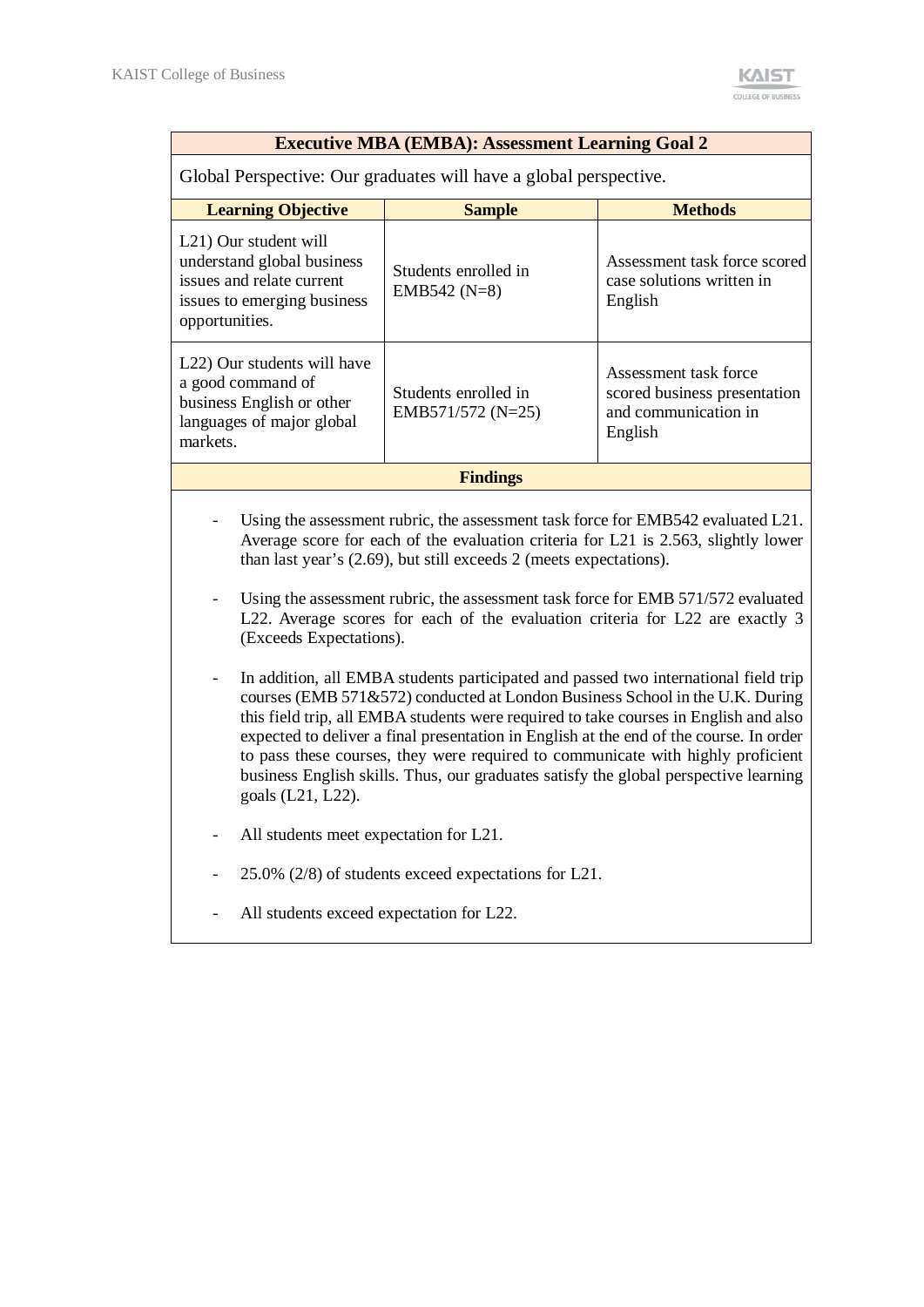| Executive MBA (EMBA): Assessment Learning Goal 2 | | |
|---|---|---|
| Global Perspective: Our graduates will have a global perspective. | | |
| **Learning Objective** | **Sample** | **Methods** |
| L21) Our student will understand global business issues and relate current issues to emerging business opportunities. | Students enrolled in EMB542 (N=8) | Assessment task force scored case solutions written in English |
| L22) Our students will have a good command of business English or other languages of major global markets. | Students enrolled in EMB571/572 (N=25) | Assessment task force scored business presentation and communication in English |

**Findings**

- Using the assessment rubric, the assessment task force for EMB542 evaluated L21. Average score for each of the evaluation criteria for L21 is 2.563, slightly lower than last year's (2.69), but still exceeds 2 (meets expectations).
- Using the assessment rubric, the assessment task force for EMB 571/572 evaluated L22. Average scores for each of the evaluation criteria for L22 are exactly 3 (Exceeds Expectations).
- In addition, all EMBA students participated and passed two international field trip courses (EMB 571&572) conducted at London Business School in the U.K. During this field trip, all EMBA students were required to take courses in English and also expected to deliver a final presentation in English at the end of the course. In order to pass these courses, they were required to communicate with highly proficient business English skills. Thus, our graduates satisfy the global perspective learning goals (L21, L22).
- All students meet expectation for L21.
- 25.0% (2/8) of students exceed expectations for L21.
- All students exceed expectation for L22.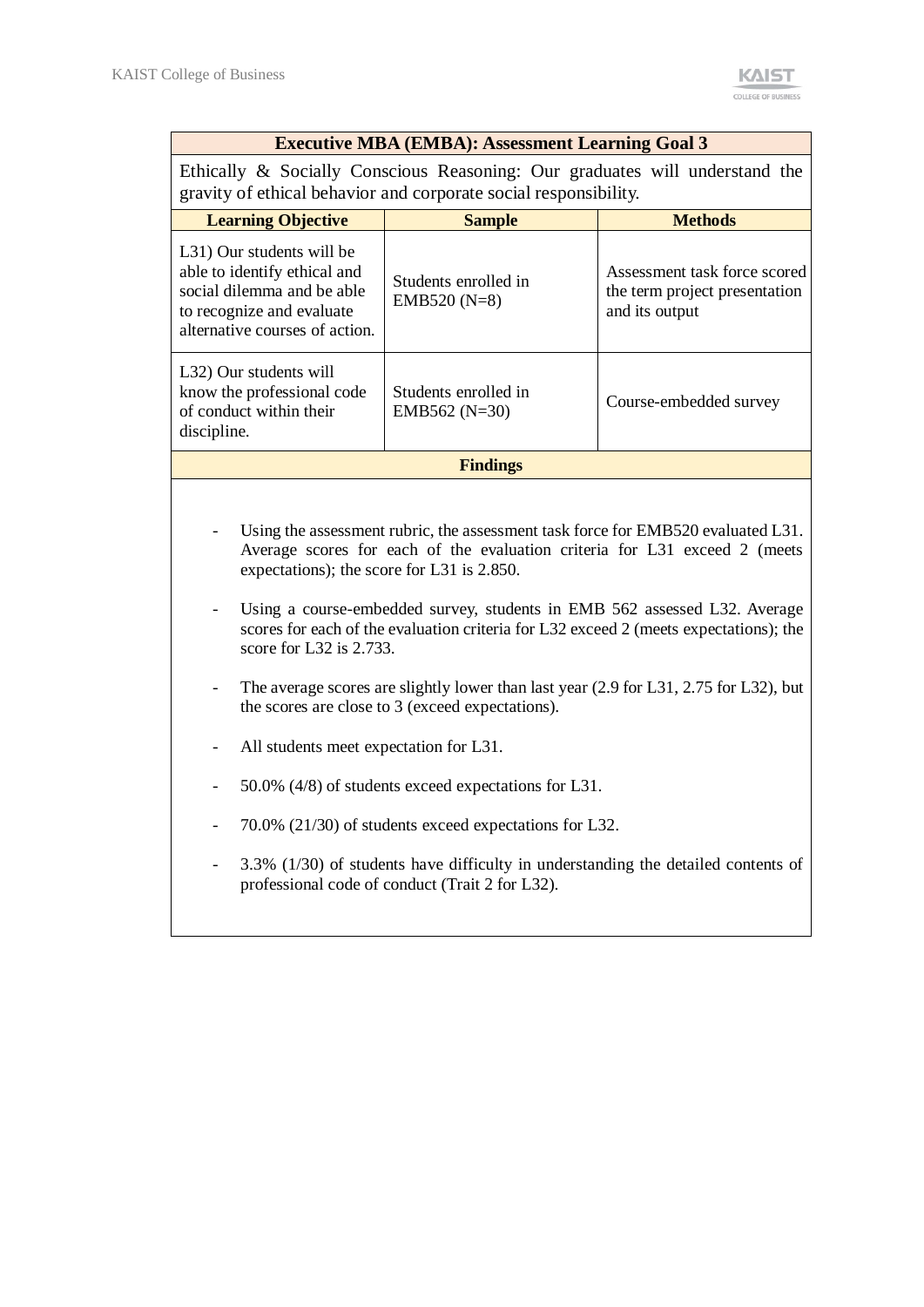| Executive MBA (EMBA): Assessment Learning Goal 3 | | |
|---|---|---|
| Ethically & Socially Conscious Reasoning: Our graduates will understand the gravity of ethical behavior and corporate social responsibility. | | |
| **Learning Objective** | **Sample** | **Methods** |
| L31) Our students will be able to identify ethical and social dilemma and be able to recognize and evaluate alternative courses of action. | Students enrolled in EMB520 (N=8) | Assessment task force scored the term project presentation and its output |
| L32) Our students will know the professional code of conduct within their discipline. | Students enrolled in EMB562 (N=30) | Course-embedded survey |

**Findings**

- Using the assessment rubric, the assessment task force for EMB520 evaluated L31. Average scores for each of the evaluation criteria for L31 exceed 2 (meets expectations); the score for L31 is 2.850.
- Using a course-embedded survey, students in EMB 562 assessed L32. Average scores for each of the evaluation criteria for L32 exceed 2 (meets expectations); the score for L32 is 2.733.
- The average scores are slightly lower than last year (2.9 for L31, 2.75 for L32), but the scores are close to 3 (exceed expectations).
- All students meet expectation for L31.
- 50.0% (4/8) of students exceed expectations for L31.
- 70.0% (21/30) of students exceed expectations for L32.
- 3.3% (1/30) of students have difficulty in understanding the detailed contents of professional code of conduct (Trait 2 for L32).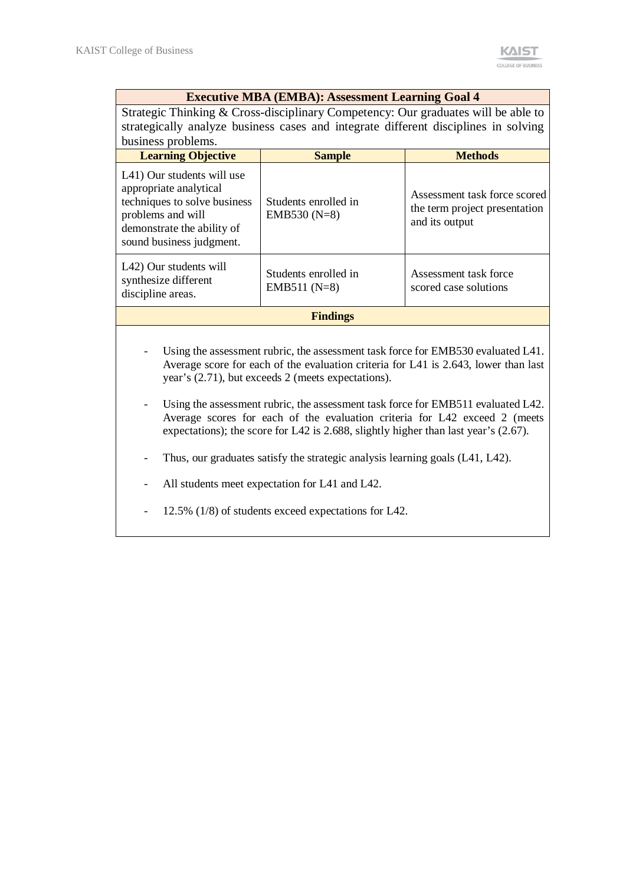| Executive MBA (EMBA): Assessment Learning Goal 4 | | |
|---|---|---|
| Strategic Thinking & Cross-disciplinary Competency: Our graduates will be able to strategically analyze business cases and integrate different disciplines in solving business problems. | | |
| **Learning Objective** | **Sample** | **Methods** |
| L41) Our students will use appropriate analytical techniques to solve business problems and will demonstrate the ability of sound business judgment. | Students enrolled in EMB530 (N=8) | Assessment task force scored the term project presentation and its output |
| L42) Our students will synthesize different discipline areas. | Students enrolled in EMB511 (N=8) | Assessment task force scored case solutions |

**Findings**

- Using the assessment rubric, the assessment task force for EMB530 evaluated L41. Average score for each of the evaluation criteria for L41 is 2.643, lower than last year's (2.71), but exceeds 2 (meets expectations).
- Using the assessment rubric, the assessment task force for EMB511 evaluated L42. Average scores for each of the evaluation criteria for L42 exceed 2 (meets expectations); the score for L42 is 2.688, slightly higher than last year's (2.67).
- Thus, our graduates satisfy the strategic analysis learning goals (L41, L42).
- All students meet expectation for L41 and L42.
- 12.5% (1/8) of students exceed expectations for L42.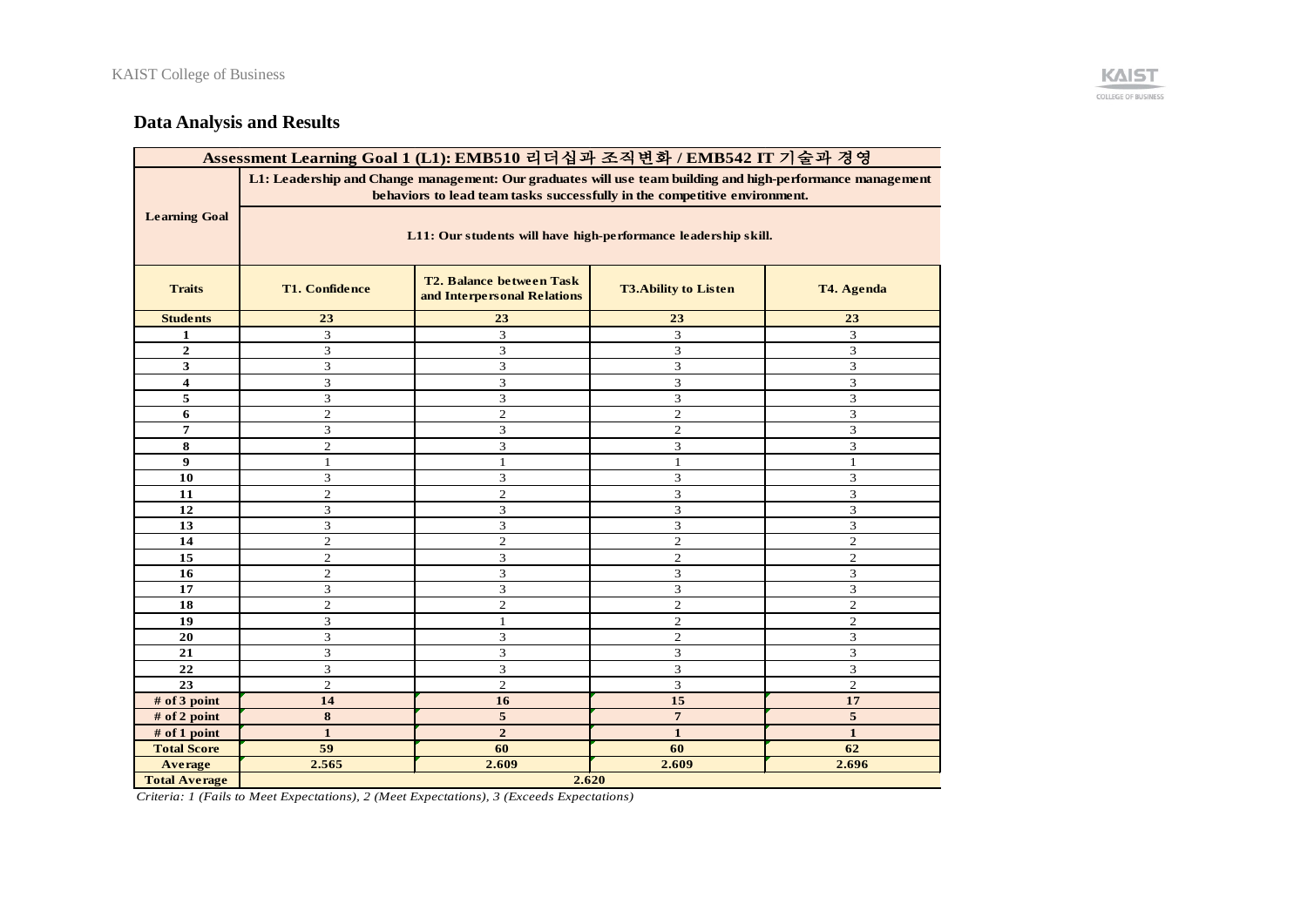## Data Analysis and Results

| Assessment Learning Goal 1 (L1): EMB510 리더십과 조직변화 / EMB542 IT 기술과 경영 | | | | |
|---|---|---|---|---|
| **Learning Goal** | **L1: Leadership and Change management: Our graduates will use team building and high-performance management behaviors to lead team tasks successfully in the competitive environment.** | | | |
| | **L11: Our students will have high-performance leadership skill.** | | | |
| **Traits** | **T1. Confidence** | **T2. Balance between Task and Interpersonal Relations** | **T3.Ability to Listen** | **T4. Agenda** |
| **Students** | **23** | **23** | **23** | **23** |
| **1** | 3 | 3 | 3 | 3 |
| **2** | 3 | 3 | 3 | 3 |
| **3** | 3 | 3 | 3 | 3 |
| **4** | 3 | 3 | 3 | 3 |
| **5** | 3 | 3 | 3 | 3 |
| **6** | 2 | 2 | 2 | 3 |
| **7** | 3 | 3 | 2 | 3 |
| **8** | 2 | 3 | 3 | 3 |
| **9** | 1 | 1 | 1 | 1 |
| **10** | 3 | 3 | 3 | 3 |
| **11** | 2 | 2 | 3 | 3 |
| **12** | 3 | 3 | 3 | 3 |
| **13** | 3 | 3 | 3 | 3 |
| **14** | 2 | 2 | 2 | 2 |
| **15** | 2 | 3 | 2 | 2 |
| **16** | 2 | 3 | 3 | 3 |
| **17** | 3 | 3 | 3 | 3 |
| **18** | 2 | 2 | 2 | 2 |
| **19** | 3 | 1 | 2 | 2 |
| **20** | 3 | 3 | 2 | 3 |
| **21** | 3 | 3 | 3 | 3 |
| **22** | 3 | 3 | 3 | 3 |
| **23** | 2 | 2 | 3 | 2 |
| **# of 3 point** | **14** | **16** | **15** | **17** |
| **# of 2 point** | **8** | **5** | **7** | **5** |
| **# of 1 point** | **1** | **2** | **1** | **1** |
| **Total Score** | **59** | **60** | **60** | **62** |
| **Average** | **2.565** | **2.609** | **2.609** | **2.696** |
| **Total Average** | **2.620** | | | |

*Criteria: 1 (Fails to Meet Expectations), 2 (Meet Expectations), 3 (Exceeds Expectations)*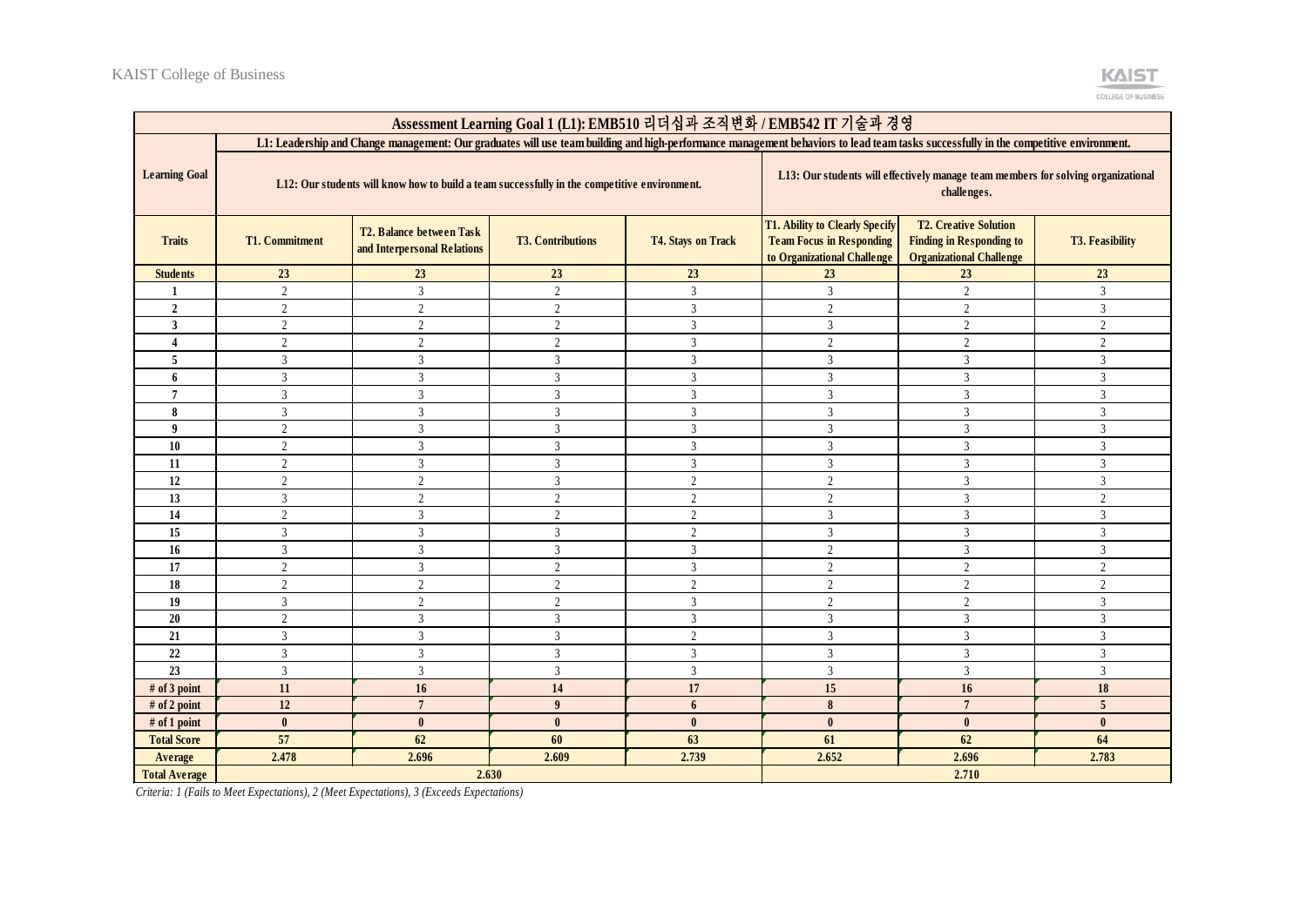| Assessment Learning Goal 1 (L1): EMB510 리더십과 조직변화 / EMB542 IT 기술과 경영 | | | | | | | |
|---|---|---|---|---|---|---|---|
| Learning Goal | L1: Leadership and Change management: Our graduates will use team building and high-performance management behaviors to lead team tasks successfully in the competitive environment. | | | | | | |
| | L12: Our students will know how to build a team successfully in the competitive environment. | | | | L13: Our students will effectively manage team members for solving organizational challenges. | | |
| Traits | T1. Commitment | T2. Balance between Task and Interpersonal Relations | T3. Contributions | T4. Stays on Track | T1. Ability to Clearly Specify Team Focus in Responding to Organizational Challenge | T2. Creative Solution Finding in Responding to Organizational Challenge | T3. Feasibility |
| Students | 23 | 23 | 23 | 23 | 23 | 23 | 23 |
| 1 | 2 | 3 | 2 | 3 | 3 | 2 | 3 |
| 2 | 2 | 2 | 2 | 3 | 2 | 2 | 3 |
| 3 | 2 | 2 | 2 | 3 | 3 | 2 | 2 |
| 4 | 2 | 2 | 2 | 3 | 2 | 2 | 2 |
| 5 | 3 | 3 | 3 | 3 | 3 | 3 | 3 |
| 6 | 3 | 3 | 3 | 3 | 3 | 3 | 3 |
| 7 | 3 | 3 | 3 | 3 | 3 | 3 | 3 |
| 8 | 3 | 3 | 3 | 3 | 3 | 3 | 3 |
| 9 | 2 | 3 | 3 | 3 | 3 | 3 | 3 |
| 10 | 2 | 3 | 3 | 3 | 3 | 3 | 3 |
| 11 | 2 | 3 | 3 | 3 | 3 | 3 | 3 |
| 12 | 2 | 2 | 3 | 2 | 2 | 3 | 3 |
| 13 | 3 | 2 | 2 | 2 | 2 | 3 | 2 |
| 14 | 2 | 3 | 2 | 2 | 3 | 3 | 3 |
| 15 | 3 | 3 | 3 | 2 | 3 | 3 | 3 |
| 16 | 3 | 3 | 3 | 3 | 2 | 3 | 3 |
| 17 | 2 | 3 | 2 | 3 | 2 | 2 | 2 |
| 18 | 2 | 2 | 2 | 2 | 2 | 2 | 2 |
| 19 | 3 | 2 | 2 | 3 | 2 | 2 | 3 |
| 20 | 2 | 3 | 3 | 3 | 3 | 3 | 3 |
| 21 | 3 | 3 | 3 | 2 | 3 | 3 | 3 |
| 22 | 3 | 3 | 3 | 3 | 3 | 3 | 3 |
| 23 | 3 | 3 | 3 | 3 | 3 | 3 | 3 |
| # of 3 point | 11 | 16 | 14 | 17 | 15 | 16 | 18 |
| # of 2 point | 12 | 7 | 9 | 6 | 8 | 7 | 5 |
| # of 1 point | 0 | 0 | 0 | 0 | 0 | 0 | 0 |
| Total Score | 57 | 62 | 60 | 63 | 61 | 62 | 64 |
| Average | 2.478 | 2.696 | 2.609 | 2.739 | 2.652 | 2.696 | 2.783 |
| Total Average | 2.630 | | | | 2.710 | | |

*Criteria: 1 (Fails to Meet Expectations), 2 (Meet Expectations), 3 (Exceeds Expectations)*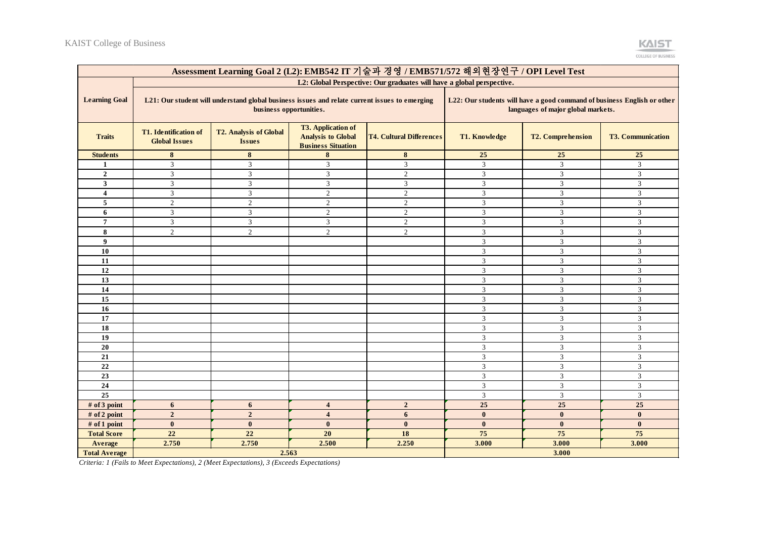| Assessment Learning Goal 2 (L2): EMB542 IT 기술과 경영 / EMB571/572 해외현장연구 / OPI Level Test | | | | | | | |
|---|---|---|---|---|---|---|---|
| **Learning Goal** | L2: Global Perspective: Our graduates will have a global perspective. | | | | | | |
| | L21: Our student will understand global business issues and relate current issues to emerging business opportunities. | | | | L22: Our students will have a good command of business English or other languages of major global markets. | | |
| **Traits** | T1. Identification of Global Issues | T2. Analysis of Global Issues | T3. Application of Analysis to Global Business Situation | T4. Cultural Differences | T1. Knowledge | T2. Comprehension | T3. Communication |
| **Students** | 8 | 8 | 8 | 8 | 25 | 25 | 25 |
| 1 | 3 | 3 | 3 | 3 | 3 | 3 | 3 |
| 2 | 3 | 3 | 3 | 2 | 3 | 3 | 3 |
| 3 | 3 | 3 | 3 | 3 | 3 | 3 | 3 |
| 4 | 3 | 3 | 2 | 2 | 3 | 3 | 3 |
| 5 | 2 | 2 | 2 | 2 | 3 | 3 | 3 |
| 6 | 3 | 3 | 2 | 2 | 3 | 3 | 3 |
| 7 | 3 | 3 | 3 | 2 | 3 | 3 | 3 |
| 8 | 2 | 2 | 2 | 2 | 3 | 3 | 3 |
| 9 | | | | | 3 | 3 | 3 |
| 10 | | | | | 3 | 3 | 3 |
| 11 | | | | | 3 | 3 | 3 |
| 12 | | | | | 3 | 3 | 3 |
| 13 | | | | | 3 | 3 | 3 |
| 14 | | | | | 3 | 3 | 3 |
| 15 | | | | | 3 | 3 | 3 |
| 16 | | | | | 3 | 3 | 3 |
| 17 | | | | | 3 | 3 | 3 |
| 18 | | | | | 3 | 3 | 3 |
| 19 | | | | | 3 | 3 | 3 |
| 20 | | | | | 3 | 3 | 3 |
| 21 | | | | | 3 | 3 | 3 |
| 22 | | | | | 3 | 3 | 3 |
| 23 | | | | | 3 | 3 | 3 |
| 24 | | | | | 3 | 3 | 3 |
| 25 | | | | | 3 | 3 | 3 |
| # of 3 point | 6 | 6 | 4 | 2 | 25 | 25 | 25 |
| # of 2 point | 2 | 2 | 4 | 6 | 0 | 0 | 0 |
| # of 1 point | 0 | 0 | 0 | 0 | 0 | 0 | 0 |
| **Total Score** | 22 | 22 | 20 | 18 | 75 | 75 | 75 |
| **Average** | 2.750 | 2.750 | 2.500 | 2.250 | 3.000 | 3.000 | 3.000 |
| **Total Average** | 2.563 | | | | 3.000 | | |

*Criteria: 1 (Fails to Meet Expectations), 2 (Meet Expectations), 3 (Exceeds Expectations)*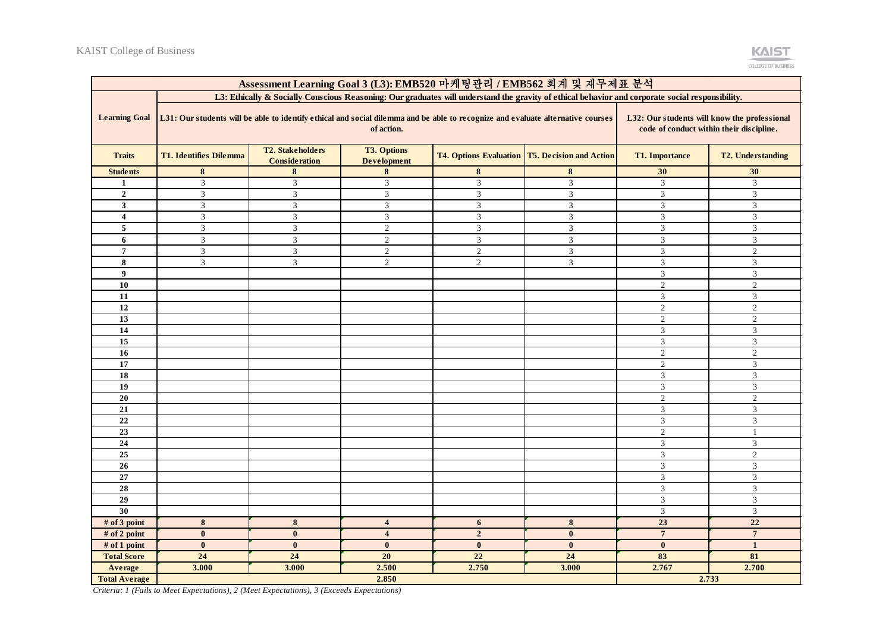| Assessment Learning Goal 3 (L3): EMB520 마케팅관리 / EMB562 회계 및 재무제표 분석 | | | | | | | |
|---|---|---|---|---|---|---|---|
| **Learning Goal** | L3: Ethically & Socially Conscious Reasoning: Our graduates will understand the gravity of ethical behavior and corporate social responsibility. | | | | | | |
| | L31: Our students will be able to identify ethical and social dilemma and be able to recognize and evaluate alternative courses of action. | | | | | L32: Our students will know the professional code of conduct within their discipline. | |
| **Traits** | T1. Identifies Dilemma | T2. Stakeholders Consideration | T3. Options Development | T4. Options Evaluation | T5. Decision and Action | T1. Importance | T2. Understanding |
| **Students** | 8 | 8 | 8 | 8 | 8 | 30 | 30 |
| 1 | 3 | 3 | 3 | 3 | 3 | 3 | 3 |
| 2 | 3 | 3 | 3 | 3 | 3 | 3 | 3 |
| 3 | 3 | 3 | 3 | 3 | 3 | 3 | 3 |
| 4 | 3 | 3 | 3 | 3 | 3 | 3 | 3 |
| 5 | 3 | 3 | 2 | 3 | 3 | 3 | 3 |
| 6 | 3 | 3 | 2 | 3 | 3 | 3 | 3 |
| 7 | 3 | 3 | 2 | 2 | 3 | 3 | 2 |
| 8 | 3 | 3 | 2 | 2 | 3 | 3 | 3 |
| 9 | | | | | | 3 | 3 |
| 10 | | | | | | 2 | 2 |
| 11 | | | | | | 3 | 3 |
| 12 | | | | | | 2 | 2 |
| 13 | | | | | | 2 | 2 |
| 14 | | | | | | 3 | 3 |
| 15 | | | | | | 3 | 3 |
| 16 | | | | | | 2 | 2 |
| 17 | | | | | | 2 | 3 |
| 18 | | | | | | 3 | 3 |
| 19 | | | | | | 3 | 3 |
| 20 | | | | | | 2 | 2 |
| 21 | | | | | | 3 | 3 |
| 22 | | | | | | 3 | 3 |
| 23 | | | | | | 2 | 1 |
| 24 | | | | | | 3 | 3 |
| 25 | | | | | | 3 | 2 |
| 26 | | | | | | 3 | 3 |
| 27 | | | | | | 3 | 3 |
| 28 | | | | | | 3 | 3 |
| 29 | | | | | | 3 | 3 |
| 30 | | | | | | 3 | 3 |
| **# of 3 point** | 8 | 8 | 4 | 6 | 8 | 23 | 22 |
| **# of 2 point** | 0 | 0 | 4 | 2 | 0 | 7 | 7 |
| **# of 1 point** | 0 | 0 | 0 | 0 | 0 | 0 | 1 |
| **Total Score** | 24 | 24 | 20 | 22 | 24 | 83 | 81 |
| **Average** | 3.000 | 3.000 | 2.500 | 2.750 | 3.000 | 2.767 | 2.700 |
| **Total Average** | 2.850 | | | | | 2.733 | |

*Criteria: 1 (Fails to Meet Expectations), 2 (Meet Expectations), 3 (Exceeds Expectations)*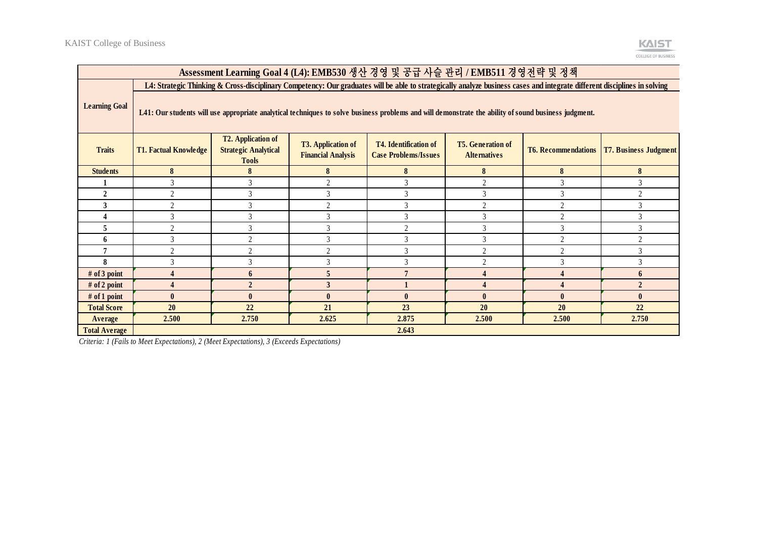| Assessment Learning Goal 4 (L4): EMB530 생산 경영 및 공급 사슬 관리 / EMB511 경영전략 및 정책 | | | | | | | |
|---|---|---|---|---|---|---|---|
| Learning Goal | L4: Strategic Thinking & Cross-disciplinary Competency: Our graduates will be able to strategically analyze business cases and integrate different disciplines in solving | | | | | | |
| | L41: Our students will use appropriate analytical techniques to solve business problems and will demonstrate the ability of sound business judgment. | | | | | | |
| Traits | T1. Factual Knowledge | T2. Application of Strategic Analytical Tools | T3. Application of Financial Analysis | T4. Identification of Case Problems/Issues | T5. Generation of Alternatives | T6. Recommendations | T7. Business Judgment |
| Students | 8 | 8 | 8 | 8 | 8 | 8 | 8 |
| 1 | 3 | 3 | 2 | 3 | 2 | 3 | 3 |
| 2 | 2 | 3 | 3 | 3 | 3 | 3 | 2 |
| 3 | 2 | 3 | 2 | 3 | 2 | 2 | 3 |
| 4 | 3 | 3 | 3 | 3 | 3 | 2 | 3 |
| 5 | 2 | 3 | 3 | 2 | 3 | 3 | 3 |
| 6 | 3 | 2 | 3 | 3 | 3 | 2 | 2 |
| 7 | 2 | 2 | 2 | 3 | 2 | 2 | 3 |
| 8 | 3 | 3 | 3 | 3 | 2 | 3 | 3 |
| # of 3 point | 4 | 6 | 5 | 7 | 4 | 4 | 6 |
| # of 2 point | 4 | 2 | 3 | 1 | 4 | 4 | 2 |
| # of 1 point | 0 | 0 | 0 | 0 | 0 | 0 | 0 |
| Total Score | 20 | 22 | 21 | 23 | 20 | 20 | 22 |
| Average | 2.500 | 2.750 | 2.625 | 2.875 | 2.500 | 2.500 | 2.750 |
| Total Average | 2.643 | | | | | | |

*Criteria: 1 (Fails to Meet Expectations), 2 (Meet Expectations), 3 (Exceeds Expectations)*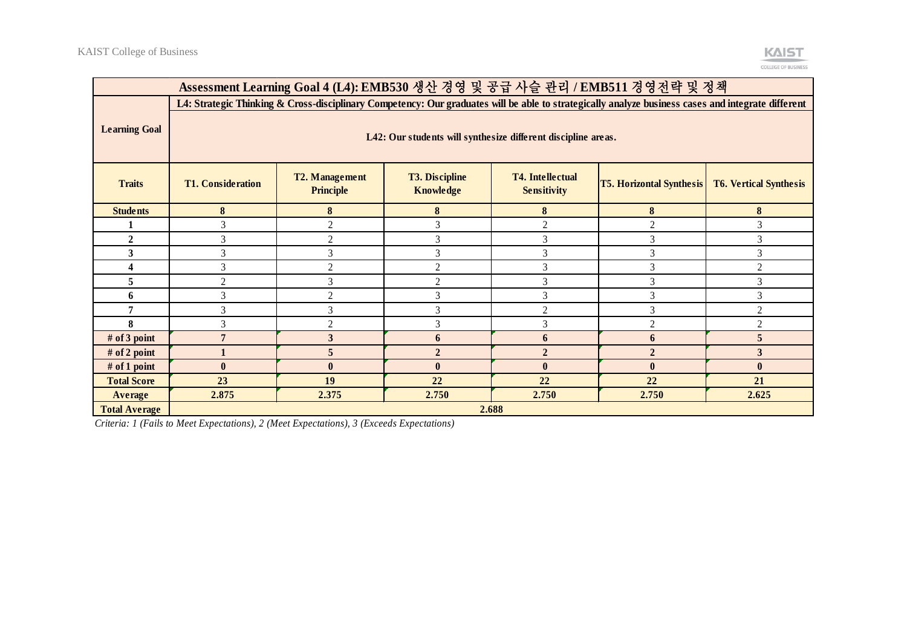| Assessment Learning Goal 4 (L4): EMB530 생산 경영 및 공급 사슬 관리 / EMB511 경영전략 및 정책 | | | | | | |
|---|---|---|---|---|---|---|
| Learning Goal | L4: Strategic Thinking & Cross-disciplinary Competency: Our graduates will be able to strategically analyze business cases and integrate different<br>L42: Our students will synthesize different discipline areas. | | | | | |
| Traits | T1. Consideration | T2. Management Principle | T3. Discipline Knowledge | T4. Intellectual Sensitivity | T5. Horizontal Synthesis | T6. Vertical Synthesis |
| Students | 8 | 8 | 8 | 8 | 8 | 8 |
| 1 | 3 | 2 | 3 | 2 | 2 | 3 |
| 2 | 3 | 2 | 3 | 3 | 3 | 3 |
| 3 | 3 | 3 | 3 | 3 | 3 | 3 |
| 4 | 3 | 2 | 2 | 3 | 3 | 2 |
| 5 | 2 | 3 | 2 | 3 | 3 | 3 |
| 6 | 3 | 2 | 3 | 3 | 3 | 3 |
| 7 | 3 | 3 | 3 | 2 | 3 | 2 |
| 8 | 3 | 2 | 3 | 3 | 2 | 2 |
| # of 3 point | 7 | 3 | 6 | 6 | 6 | 5 |
| # of 2 point | 1 | 5 | 2 | 2 | 2 | 3 |
| # of 1 point | 0 | 0 | 0 | 0 | 0 | 0 |
| Total Score | 23 | 19 | 22 | 22 | 22 | 21 |
| Average | 2.875 | 2.375 | 2.750 | 2.750 | 2.750 | 2.625 |
| Total Average | 2.688 | | | | | |

*Criteria: 1 (Fails to Meet Expectations), 2 (Meet Expectations), 3 (Exceeds Expectations)*